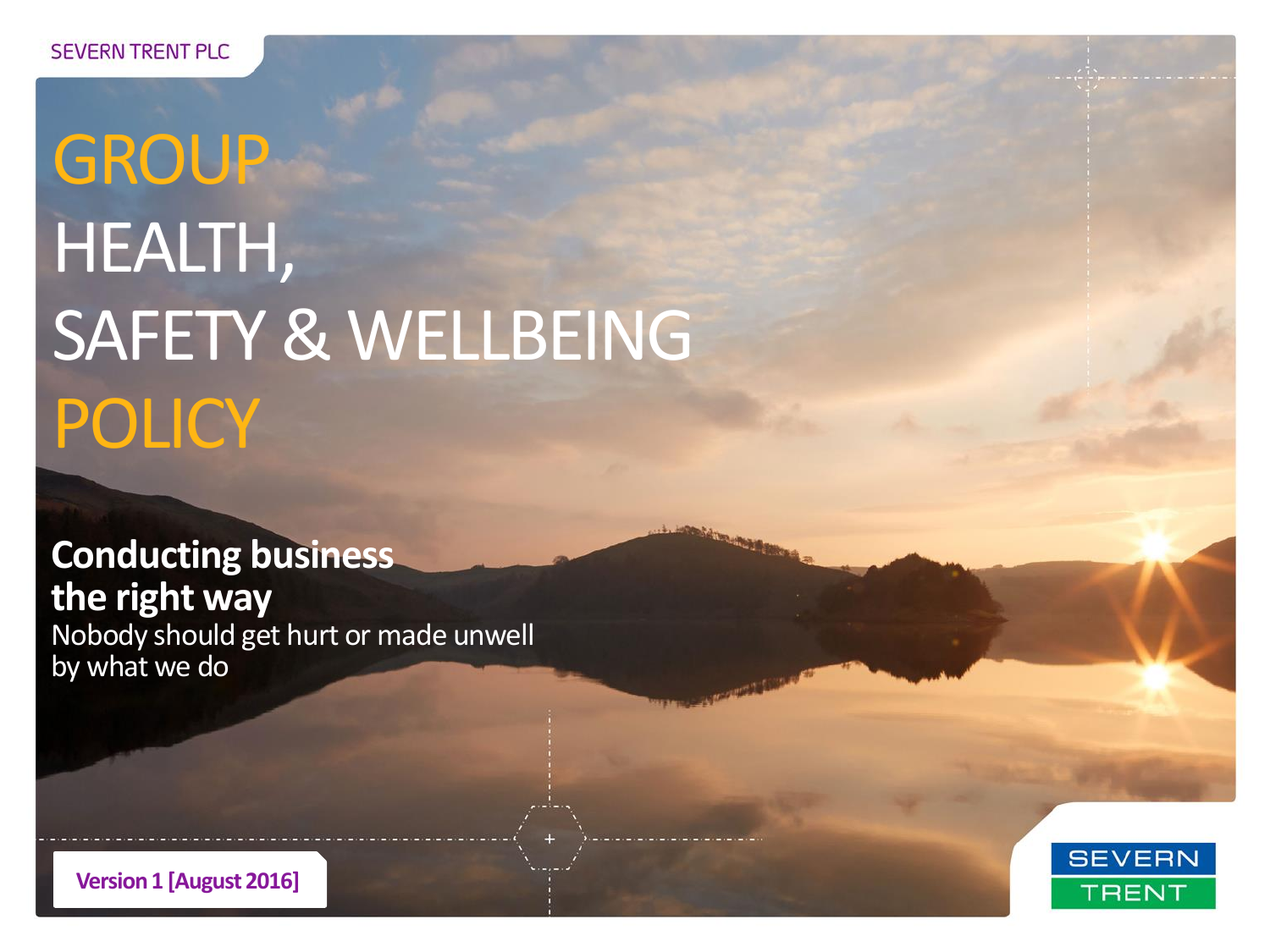SEVERN TRENT PLC

# GROUP HEALTH, SAFETY & WELLBEING POLICY

**Conducting business the right way**

Nobody should get hurt or made unwell by what we do

**Version 1 [August 2016]**

SEVERN TRENT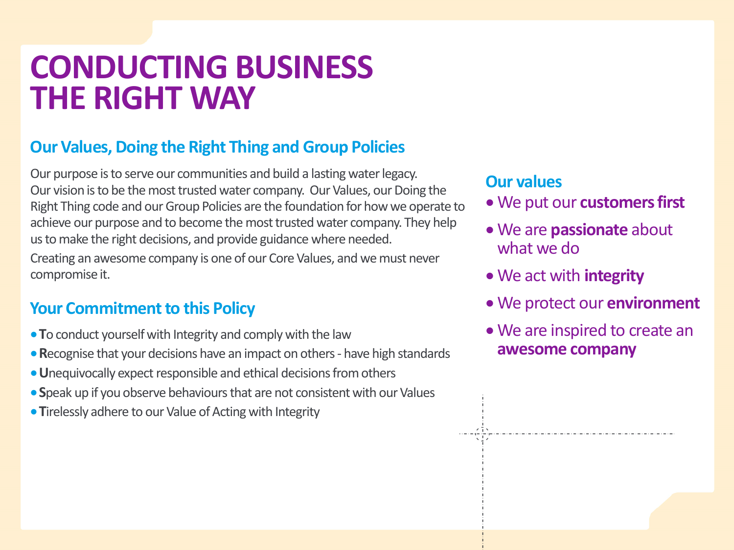# CONDUCTING BUSINESS THE RIGHT WAY

## Our Values, Doing the Right Thing and Group Policies

Our purpose is to serve our communities and build a lasting water legacy. Our vision is to be the most trusted water company. Our Values, our Doing the Right Thing code and our Group Policies are the foundation for how we operate to achieve our purpose and to become the most trusted water company. They help us to make the right decisions, and provide guidance where needed.

Creating an awesome company is one of our Core Values, and we must never compromise it.

## Your Commitment to this Policy

- **T**o conduct yourself with Integrity and comply with the law
- **R**ecognise that your decisions have an impact on others - have high standards
- **U**nequivocally expect responsible and ethical decisions from others
- **S**peak up if you observe behaviours that are not consistent with our Values
- **T**irelessly adhere to our Value of Acting with Integrity

## Our values

- We put our **customers first**
- We are **passionate** about what we do
- We act with **integrity**
- We protect our **environment**
- We are inspired to create an **awesome company**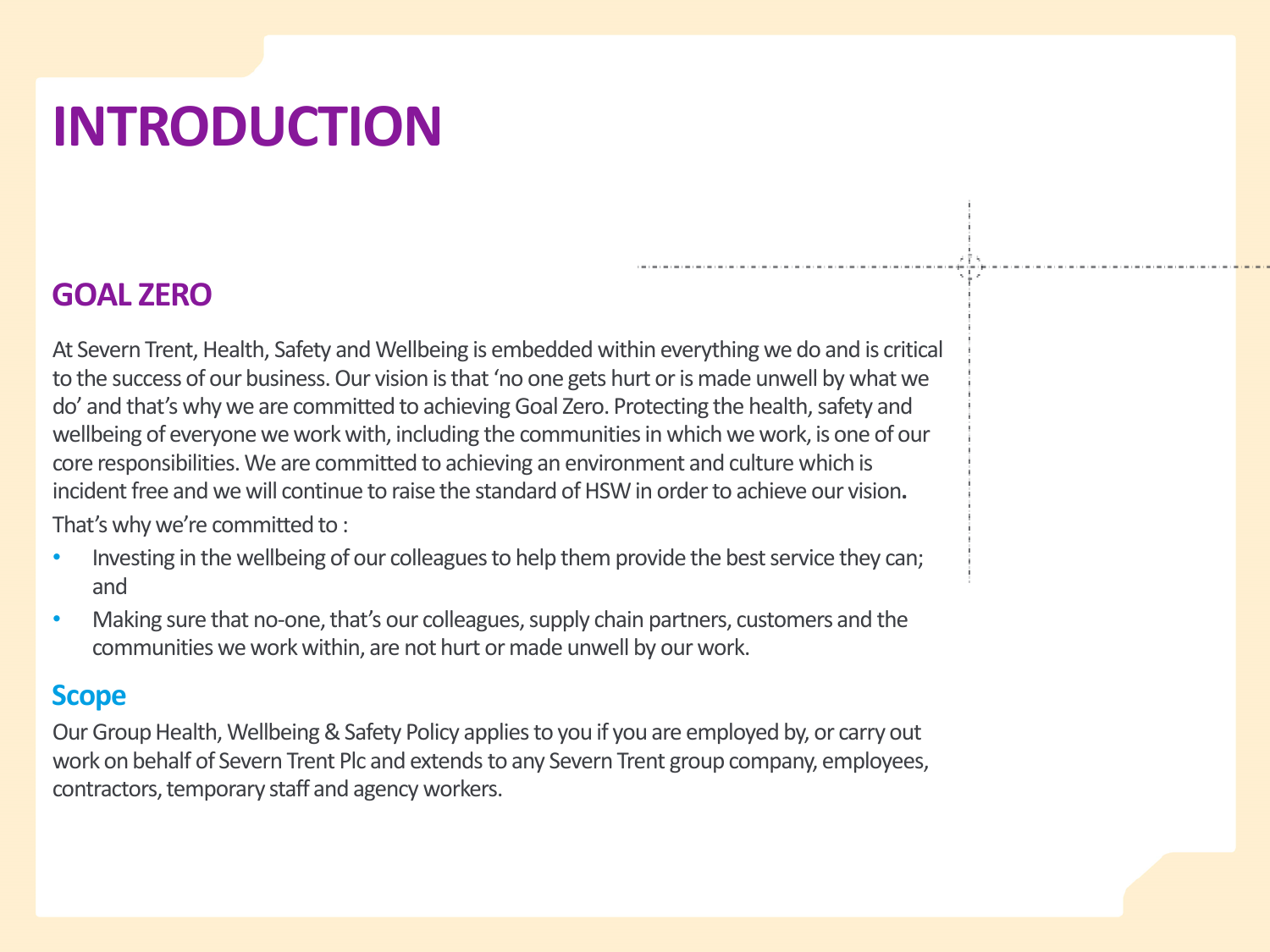# INTRODUCTION

## GOAL ZERO

At Severn Trent, Health, Safety and Wellbeing is embedded within everything we do and is critical to the success of our business. Our vision is that 'no one gets hurt or is made unwell by what we do' and that's why we are committed to achieving Goal Zero. Protecting the health, safety and wellbeing of everyone we work with, including the communities in which we work, is one of our core responsibilities. We are committed to achieving an environment and culture which is incident free and we will continue to raise the standard of HSW in order to achieve our vision**.**

That's why we're committed to :

- Investing in the wellbeing of our colleagues to help them provide the best service they can; and
- Making sure that no-one, that's our colleagues, supply chain partners, customers and the communities we work within, are not hurt or made unwell by our work.

### Scope

Our Group Health, Wellbeing & Safety Policy applies to you if you are employed by, or carry out work on behalf of Severn Trent Plc and extends to any Severn Trent group company, employees, contractors, temporary staff and agency workers.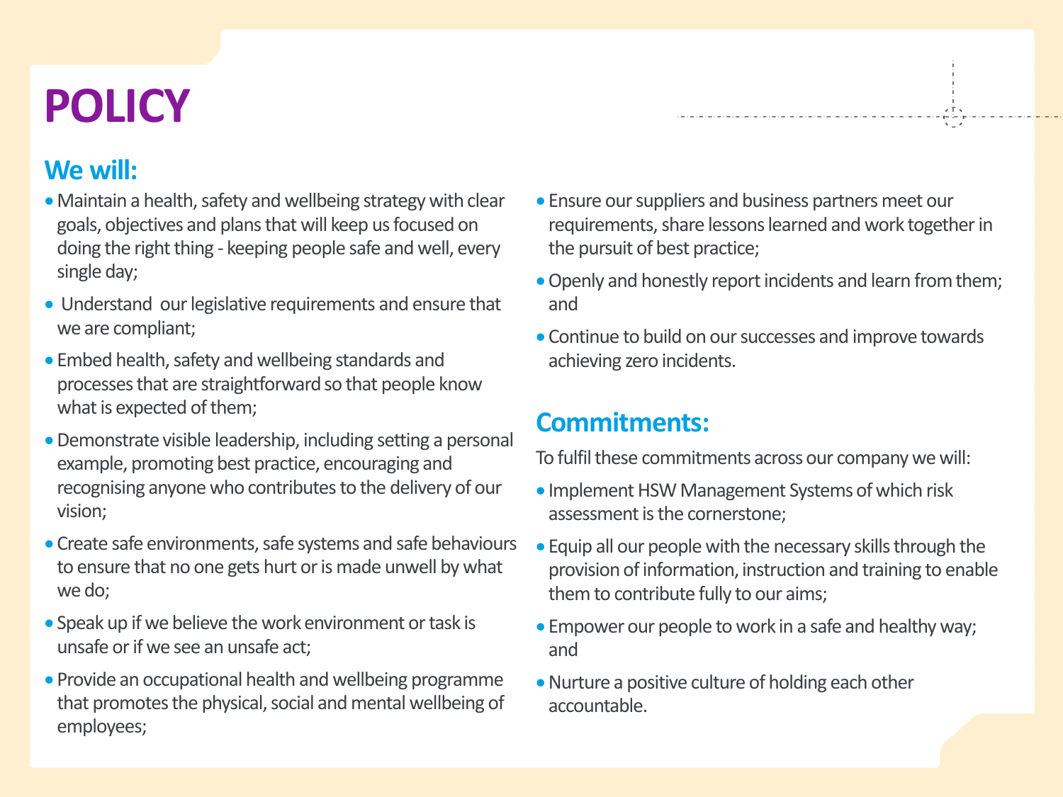# POLICY

## We will:

- Maintain a health, safety and wellbeing strategy with clear goals, objectives and plans that will keep us focused on doing the right thing - keeping people safe and well, every single day;
- Understand our legislative requirements and ensure that we are compliant;
- Embed health, safety and wellbeing standards and processes that are straightforward so that people know what is expected of them;
- Demonstrate visible leadership, including setting a personal example, promoting best practice, encouraging and recognising anyone who contributes to the delivery of our vision;
- Create safe environments, safe systems and safe behaviours to ensure that no one gets hurt or is made unwell by what we do;
- Speak up if we believe the work environment or task is unsafe or if we see an unsafe act;
- Provide an occupational health and wellbeing programme that promotes the physical, social and mental wellbeing of employees;
- Ensure our suppliers and business partners meet our requirements, share lessons learned and work together in the pursuit of best practice;
- Openly and honestly report incidents and learn from them; and
- Continue to build on our successes and improve towards achieving zero incidents.

## Commitments:

To fulfil these commitments across our company we will:

- Implement HSW Management Systems of which risk assessment is the cornerstone;
- Equip all our people with the necessary skills through the provision of information, instruction and training to enable them to contribute fully to our aims;
- Empower our people to work in a safe and healthy way; and
- Nurture a positive culture of holding each other accountable.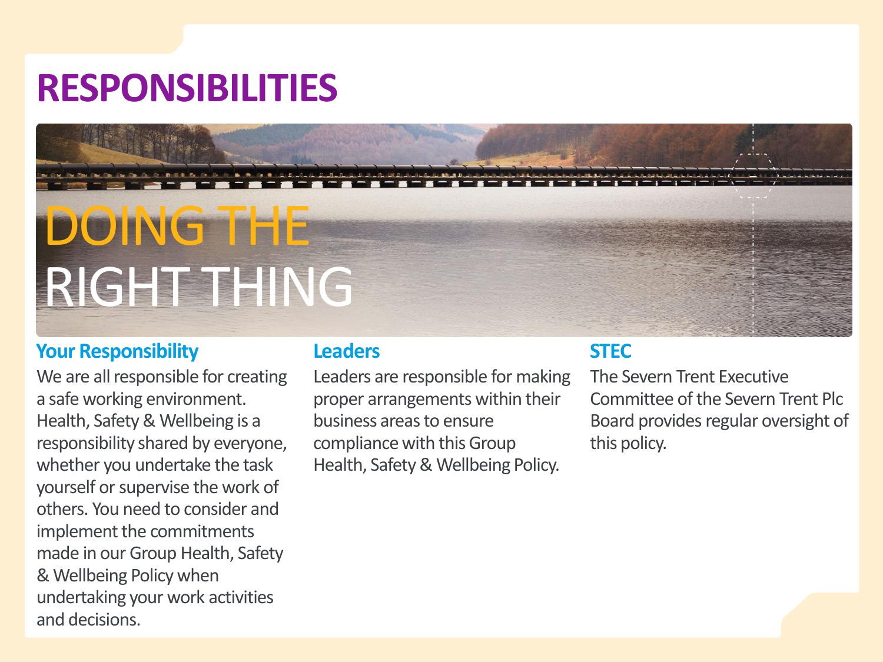# RESPONSIBILITIES

## DOING THE RIGHT THING

### Your Responsibility

We are all responsible for creating a safe working environment. Health, Safety & Wellbeing is a responsibility shared by everyone, whether you undertake the task yourself or supervise the work of others. You need to consider and implement the commitments made in our Group Health, Safety & Wellbeing Policy when undertaking your work activities and decisions.

### Leaders

Leaders are responsible for making proper arrangements within their business areas to ensure compliance with this Group Health, Safety & Wellbeing Policy.

### STEC

The Severn Trent Executive Committee of the Severn Trent Plc Board provides regular oversight of this policy.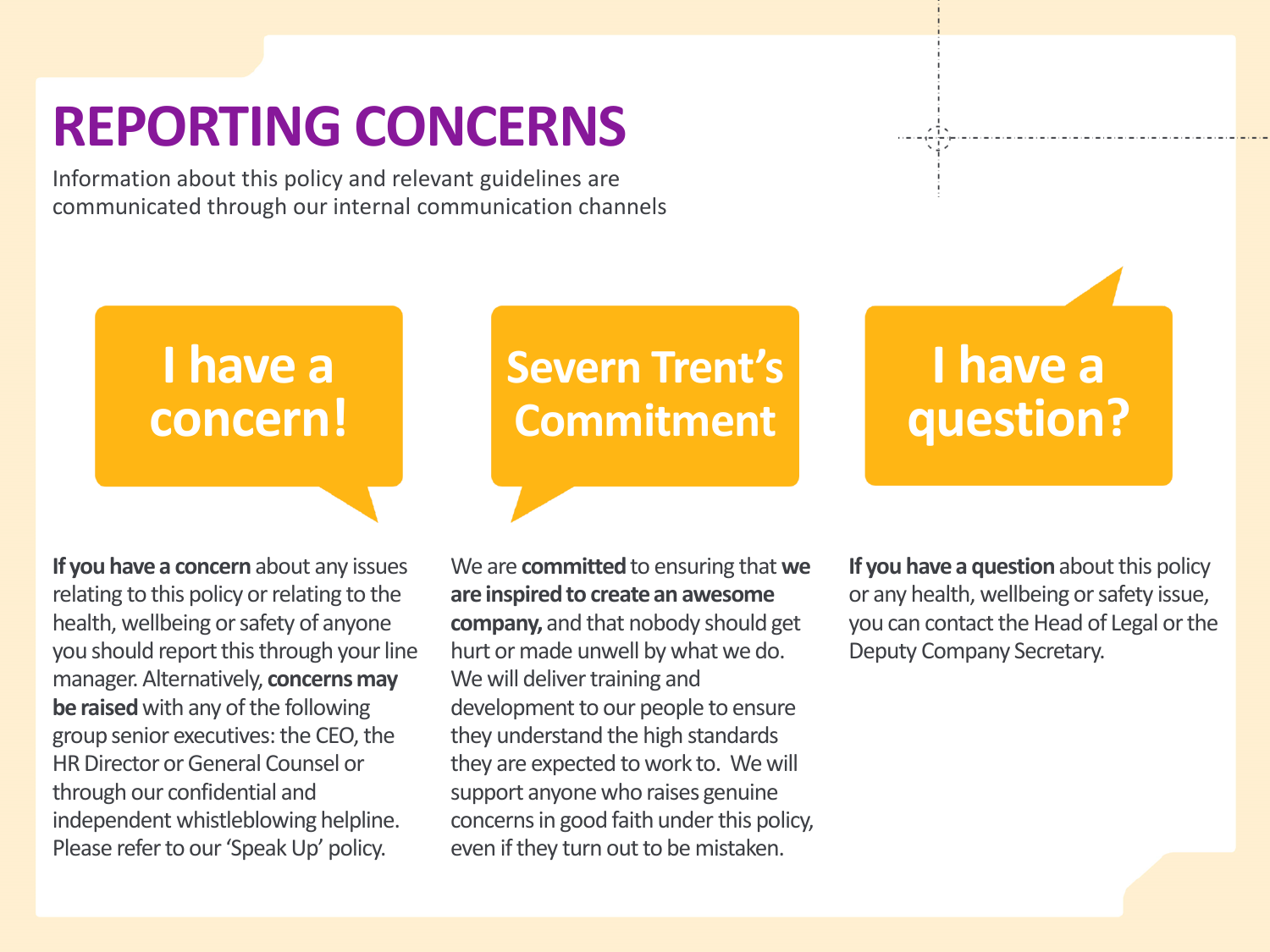# REPORTING CONCERNS

Information about this policy and relevant guidelines are communicated through our internal communication channels

## I have a concern!

**If you have a concern** about any issues relating to this policy or relating to the health, wellbeing or safety of anyone you should report this through your line manager. Alternatively, **concerns may be raised** with any of the following group senior executives: the CEO, the HR Director or General Counsel or through our confidential and independent whistleblowing helpline. Please refer to our 'Speak Up' policy.

## Severn Trent's Commitment

We are **committed** to ensuring that **we are inspired to create an awesome company,** and that nobody should get hurt or made unwell by what we do. We will deliver training and development to our people to ensure they understand the high standards they are expected to work to. We will support anyone who raises genuine concerns in good faith under this policy, even if they turn out to be mistaken.

## I have a question?

**If you have a question** about this policy or any health, wellbeing or safety issue, you can contact the Head of Legal or the Deputy Company Secretary.